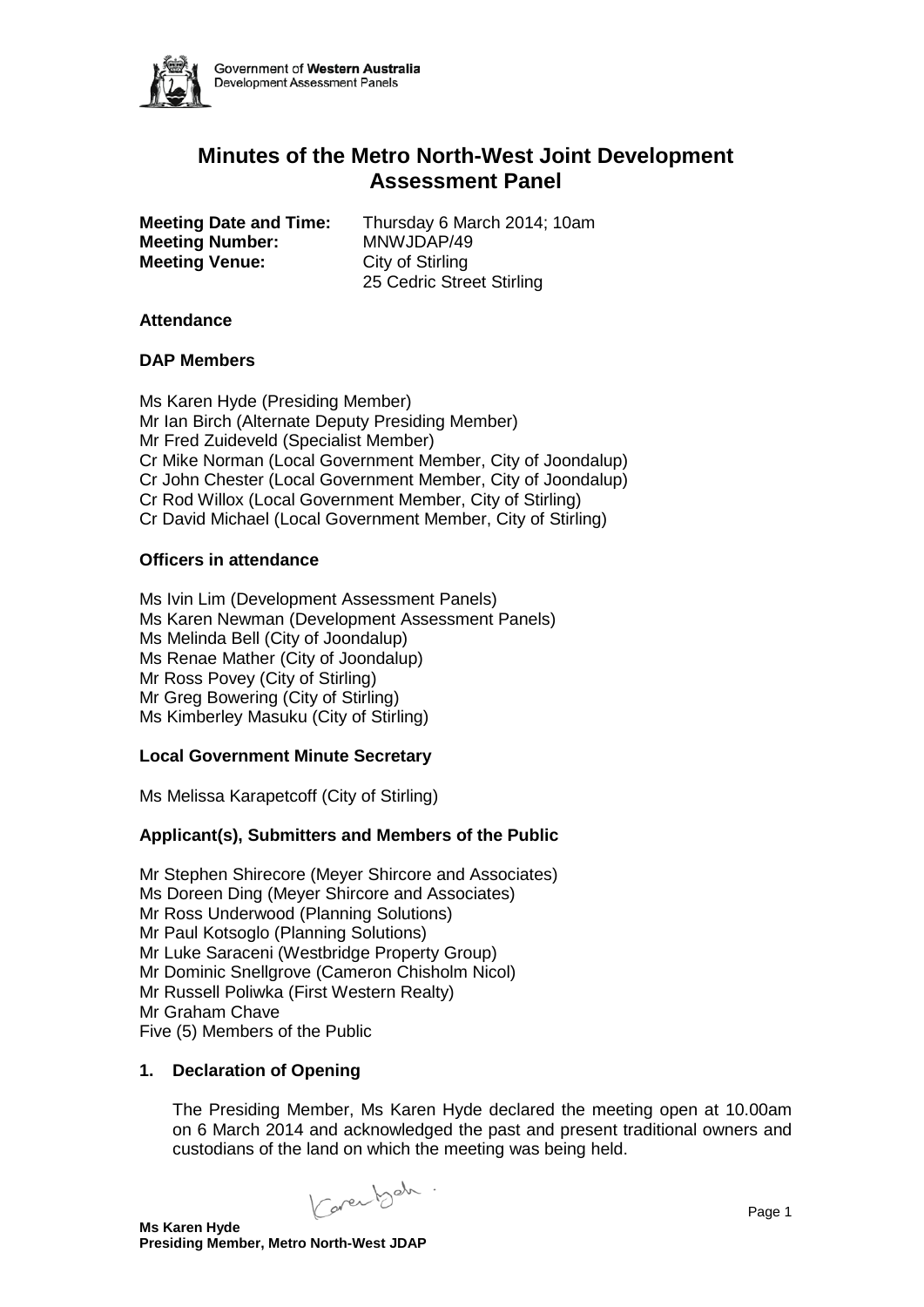# Minutes of the Metro North-West Joint Development Assessment Panel

**Meeting Date and Time:** Thursday 6 March 2014; 10am
**Meeting Number:** MNWJDAP/49
**Meeting Venue:** City of Stirling
25 Cedric Street Stirling

### Attendance

### DAP Members

Ms Karen Hyde (Presiding Member)
Mr Ian Birch (Alternate Deputy Presiding Member)
Mr Fred Zuideveld (Specialist Member)
Cr Mike Norman (Local Government Member, City of Joondalup)
Cr John Chester (Local Government Member, City of Joondalup)
Cr Rod Willox (Local Government Member, City of Stirling)
Cr David Michael (Local Government Member, City of Stirling)

### Officers in attendance

Ms Ivin Lim (Development Assessment Panels)
Ms Karen Newman (Development Assessment Panels)
Ms Melinda Bell (City of Joondalup)
Ms Renae Mather (City of Joondalup)
Mr Ross Povey (City of Stirling)
Mr Greg Bowering (City of Stirling)
Ms Kimberley Masuku (City of Stirling)

### Local Government Minute Secretary

Ms Melissa Karapetcoff (City of Stirling)

### Applicant(s), Submitters and Members of the Public

Mr Stephen Shirecore (Meyer Shircore and Associates)
Ms Doreen Ding (Meyer Shircore and Associates)
Mr Ross Underwood (Planning Solutions)
Mr Paul Kotsoglo (Planning Solutions)
Mr Luke Saraceni (Westbridge Property Group)
Mr Dominic Snellgrove (Cameron Chisholm Nicol)
Mr Russell Poliwka (First Western Realty)
Mr Graham Chave
Five (5) Members of the Public

### 1. Declaration of Opening

The Presiding Member, Ms Karen Hyde declared the meeting open at 10.00am on 6 March 2014 and acknowledged the past and present traditional owners and custodians of the land on which the meeting was being held.

**Ms Karen Hyde**
**Presiding Member, Metro North-West JDAP**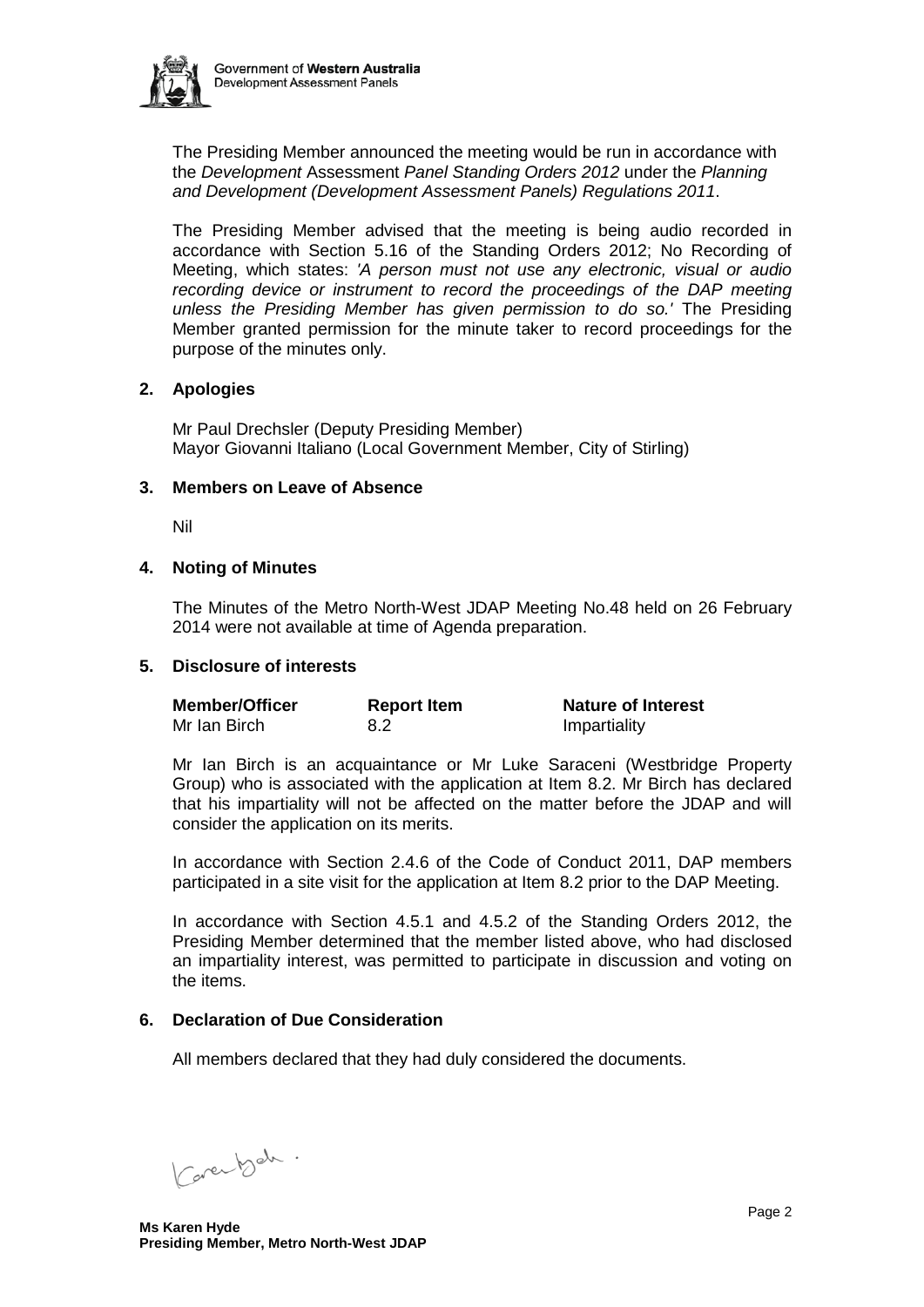The Presiding Member announced the meeting would be run in accordance with the *Development* Assessment *Panel Standing Orders 2012* under the *Planning and Development (Development Assessment Panels) Regulations 2011*.

The Presiding Member advised that the meeting is being audio recorded in accordance with Section 5.16 of the Standing Orders 2012; No Recording of Meeting, which states: *'A person must not use any electronic, visual or audio recording device or instrument to record the proceedings of the DAP meeting unless the Presiding Member has given permission to do so.'* The Presiding Member granted permission for the minute taker to record proceedings for the purpose of the minutes only.

## 2. Apologies

Mr Paul Drechsler (Deputy Presiding Member)
Mayor Giovanni Italiano (Local Government Member, City of Stirling)

## 3. Members on Leave of Absence

Nil

## 4. Noting of Minutes

The Minutes of the Metro North-West JDAP Meeting No.48 held on 26 February 2014 were not available at time of Agenda preparation.

## 5. Disclosure of interests

| Member/Officer | Report Item | Nature of Interest |
| --- | --- | --- |
| Mr Ian Birch | 8.2 | Impartiality |

Mr Ian Birch is an acquaintance or Mr Luke Saraceni (Westbridge Property Group) who is associated with the application at Item 8.2. Mr Birch has declared that his impartiality will not be affected on the matter before the JDAP and will consider the application on its merits.

In accordance with Section 2.4.6 of the Code of Conduct 2011, DAP members participated in a site visit for the application at Item 8.2 prior to the DAP Meeting.

In accordance with Section 4.5.1 and 4.5.2 of the Standing Orders 2012, the Presiding Member determined that the member listed above, who had disclosed an impartiality interest, was permitted to participate in discussion and voting on the items.

## 6. Declaration of Due Consideration

All members declared that they had duly considered the documents.

**Ms Karen Hyde**
**Presiding Member, Metro North-West JDAP**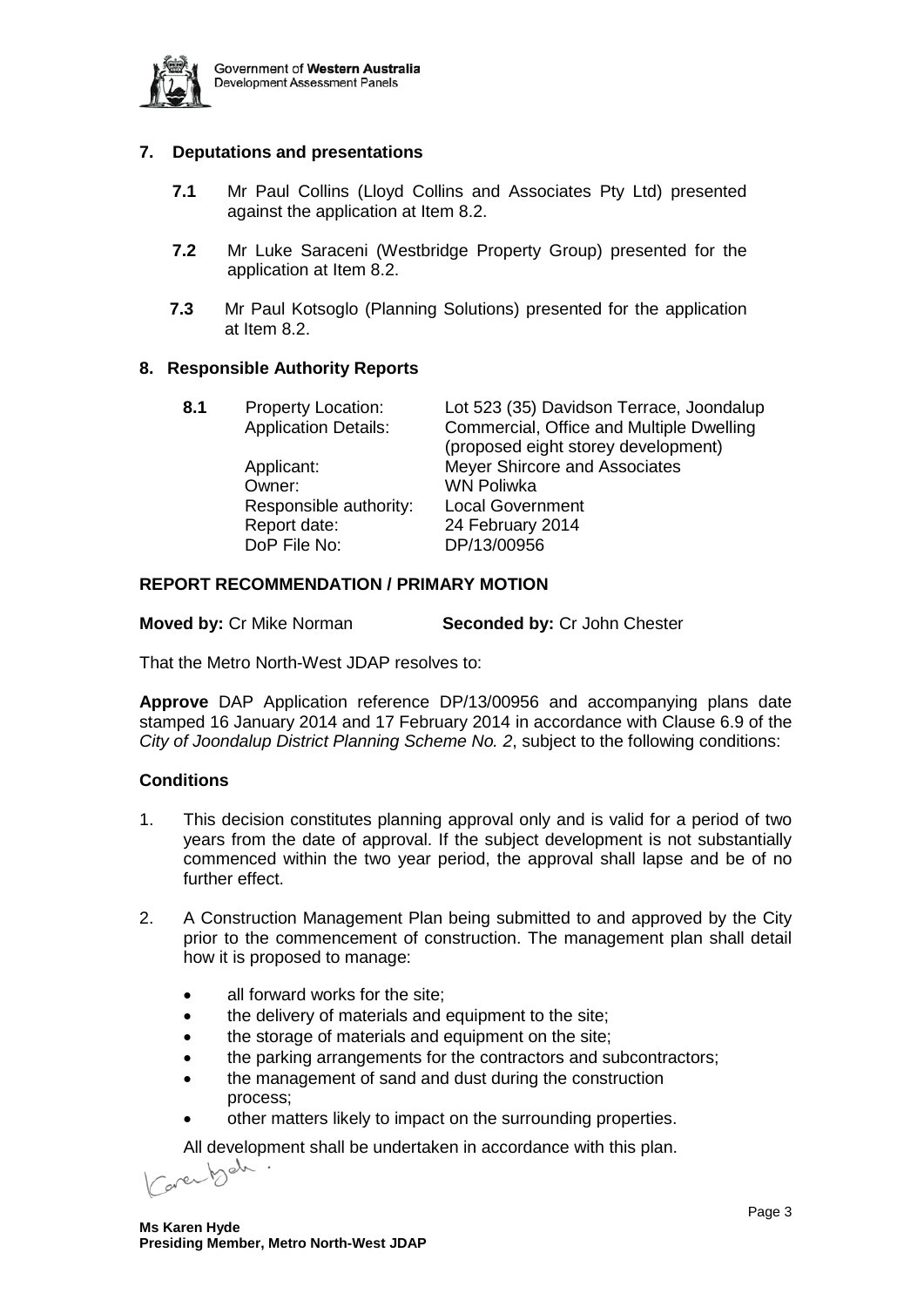## 7. Deputations and presentations

**7.1** Mr Paul Collins (Lloyd Collins and Associates Pty Ltd) presented against the application at Item 8.2.

**7.2** Mr Luke Saraceni (Westbridge Property Group) presented for the application at Item 8.2.

**7.3** Mr Paul Kotsoglo (Planning Solutions) presented for the application at Item 8.2.

## 8. Responsible Authority Reports

**8.1**

| | |
|---|---|
| Property Location: | Lot 523 (35) Davidson Terrace, Joondalup |
| Application Details: | Commercial, Office and Multiple Dwelling (proposed eight storey development) |
| Applicant: | Meyer Shircore and Associates |
| Owner: | WN Poliwka |
| Responsible authority: | Local Government |
| Report date: | 24 February 2014 |
| DoP File No: | DP/13/00956 |

**REPORT RECOMMENDATION / PRIMARY MOTION**

**Moved by:** Cr Mike Norman **Seconded by:** Cr John Chester

That the Metro North-West JDAP resolves to:

**Approve** DAP Application reference DP/13/00956 and accompanying plans date stamped 16 January 2014 and 17 February 2014 in accordance with Clause 6.9 of the *City of Joondalup District Planning Scheme No. 2*, subject to the following conditions:

**Conditions**

1. This decision constitutes planning approval only and is valid for a period of two years from the date of approval. If the subject development is not substantially commenced within the two year period, the approval shall lapse and be of no further effect.

2. A Construction Management Plan being submitted to and approved by the City prior to the commencement of construction. The management plan shall detail how it is proposed to manage:

   - all forward works for the site;
   - the delivery of materials and equipment to the site;
   - the storage of materials and equipment on the site;
   - the parking arrangements for the contractors and subcontractors;
   - the management of sand and dust during the construction process;
   - other matters likely to impact on the surrounding properties.

   All development shall be undertaken in accordance with this plan.

**Ms Karen Hyde**
**Presiding Member, Metro North-West JDAP**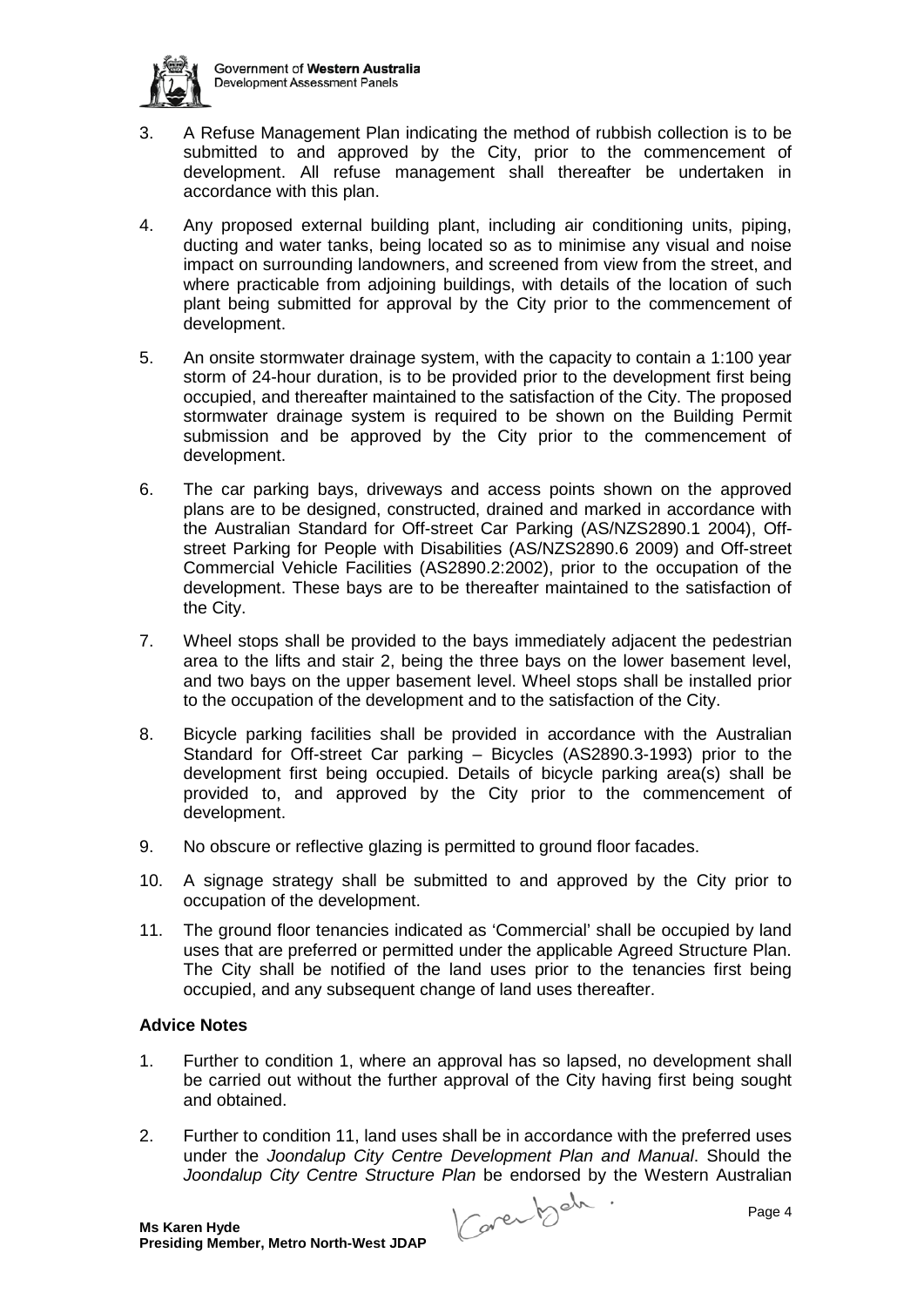3. A Refuse Management Plan indicating the method of rubbish collection is to be submitted to and approved by the City, prior to the commencement of development. All refuse management shall thereafter be undertaken in accordance with this plan.

4. Any proposed external building plant, including air conditioning units, piping, ducting and water tanks, being located so as to minimise any visual and noise impact on surrounding landowners, and screened from view from the street, and where practicable from adjoining buildings, with details of the location of such plant being submitted for approval by the City prior to the commencement of development.

5. An onsite stormwater drainage system, with the capacity to contain a 1:100 year storm of 24-hour duration, is to be provided prior to the development first being occupied, and thereafter maintained to the satisfaction of the City. The proposed stormwater drainage system is required to be shown on the Building Permit submission and be approved by the City prior to the commencement of development.

6. The car parking bays, driveways and access points shown on the approved plans are to be designed, constructed, drained and marked in accordance with the Australian Standard for Off-street Car Parking (AS/NZS2890.1 2004), Off-street Parking for People with Disabilities (AS/NZS2890.6 2009) and Off-street Commercial Vehicle Facilities (AS2890.2:2002), prior to the occupation of the development. These bays are to be thereafter maintained to the satisfaction of the City.

7. Wheel stops shall be provided to the bays immediately adjacent the pedestrian area to the lifts and stair 2, being the three bays on the lower basement level, and two bays on the upper basement level. Wheel stops shall be installed prior to the occupation of the development and to the satisfaction of the City.

8. Bicycle parking facilities shall be provided in accordance with the Australian Standard for Off-street Car parking – Bicycles (AS2890.3-1993) prior to the development first being occupied. Details of bicycle parking area(s) shall be provided to, and approved by the City prior to the commencement of development.

9. No obscure or reflective glazing is permitted to ground floor facades.

10. A signage strategy shall be submitted to and approved by the City prior to occupation of the development.

11. The ground floor tenancies indicated as 'Commercial' shall be occupied by land uses that are preferred or permitted under the applicable Agreed Structure Plan. The City shall be notified of the land uses prior to the tenancies first being occupied, and any subsequent change of land uses thereafter.

**Advice Notes**

1. Further to condition 1, where an approval has so lapsed, no development shall be carried out without the further approval of the City having first being sought and obtained.

2. Further to condition 11, land uses shall be in accordance with the preferred uses under the *Joondalup City Centre Development Plan and Manual*. Should the *Joondalup City Centre Structure Plan* be endorsed by the Western Australian

**Ms Karen Hyde**
**Presiding Member, Metro North-West JDAP**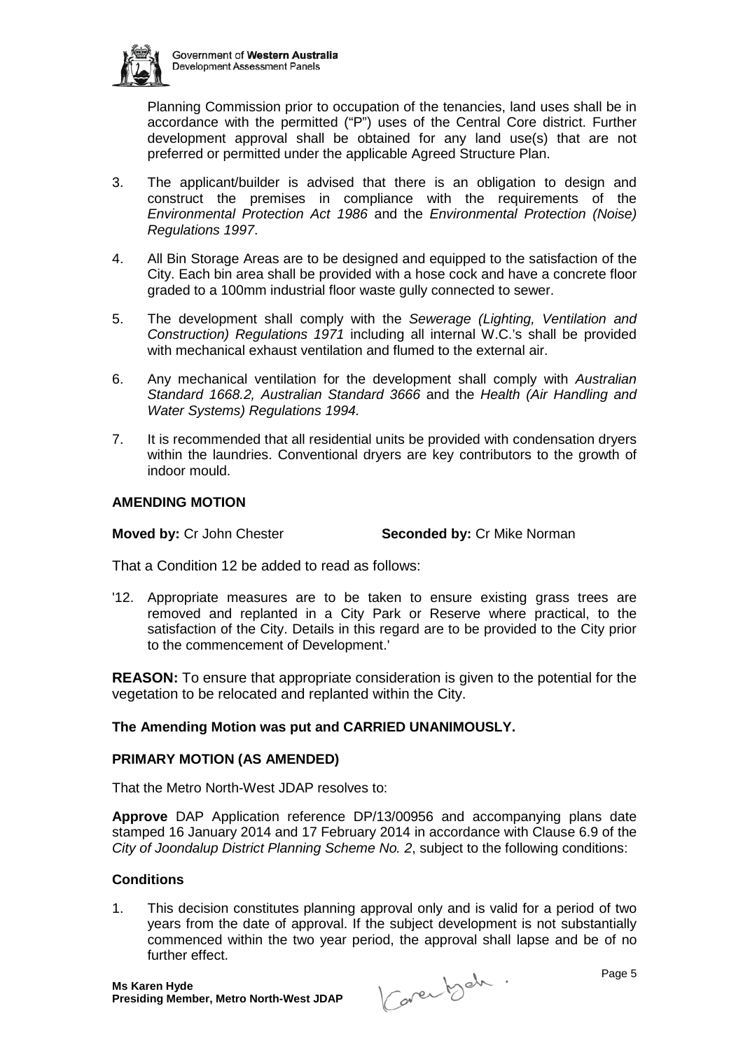Planning Commission prior to occupation of the tenancies, land uses shall be in accordance with the permitted ("P") uses of the Central Core district. Further development approval shall be obtained for any land use(s) that are not preferred or permitted under the applicable Agreed Structure Plan.

3. The applicant/builder is advised that there is an obligation to design and construct the premises in compliance with the requirements of the *Environmental Protection Act 1986* and the *Environmental Protection (Noise) Regulations 1997*.

4. All Bin Storage Areas are to be designed and equipped to the satisfaction of the City. Each bin area shall be provided with a hose cock and have a concrete floor graded to a 100mm industrial floor waste gully connected to sewer.

5. The development shall comply with the *Sewerage (Lighting, Ventilation and Construction) Regulations 1971* including all internal W.C.'s shall be provided with mechanical exhaust ventilation and flumed to the external air.

6. Any mechanical ventilation for the development shall comply with *Australian Standard 1668.2, Australian Standard 3666* and the *Health (Air Handling and Water Systems) Regulations 1994.*

7. It is recommended that all residential units be provided with condensation dryers within the laundries. Conventional dryers are key contributors to the growth of indoor mould.

**AMENDING MOTION**

**Moved by:** Cr John Chester **Seconded by:** Cr Mike Norman

That a Condition 12 be added to read as follows:

'12. Appropriate measures are to be taken to ensure existing grass trees are removed and replanted in a City Park or Reserve where practical, to the satisfaction of the City. Details in this regard are to be provided to the City prior to the commencement of Development.'

**REASON:** To ensure that appropriate consideration is given to the potential for the vegetation to be relocated and replanted within the City.

**The Amending Motion was put and CARRIED UNANIMOUSLY.**

**PRIMARY MOTION (AS AMENDED)**

That the Metro North-West JDAP resolves to:

**Approve** DAP Application reference DP/13/00956 and accompanying plans date stamped 16 January 2014 and 17 February 2014 in accordance with Clause 6.9 of the *City of Joondalup District Planning Scheme No. 2*, subject to the following conditions:

**Conditions**

1. This decision constitutes planning approval only and is valid for a period of two years from the date of approval. If the subject development is not substantially commenced within the two year period, the approval shall lapse and be of no further effect.

**Ms Karen Hyde**
**Presiding Member, Metro North-West JDAP**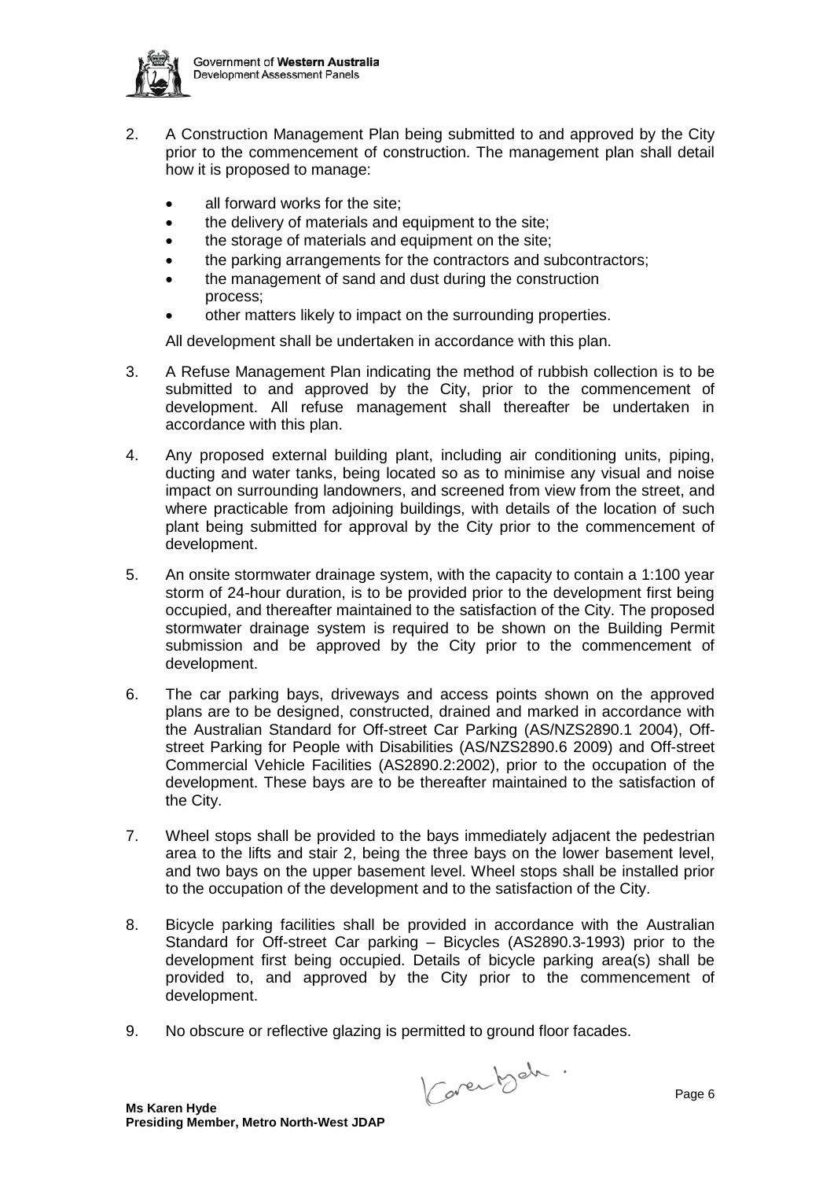2. A Construction Management Plan being submitted to and approved by the City prior to the commencement of construction. The management plan shall detail how it is proposed to manage:

   - all forward works for the site;
   - the delivery of materials and equipment to the site;
   - the storage of materials and equipment on the site;
   - the parking arrangements for the contractors and subcontractors;
   - the management of sand and dust during the construction process;
   - other matters likely to impact on the surrounding properties.

   All development shall be undertaken in accordance with this plan.

3. A Refuse Management Plan indicating the method of rubbish collection is to be submitted to and approved by the City, prior to the commencement of development. All refuse management shall thereafter be undertaken in accordance with this plan.

4. Any proposed external building plant, including air conditioning units, piping, ducting and water tanks, being located so as to minimise any visual and noise impact on surrounding landowners, and screened from view from the street, and where practicable from adjoining buildings, with details of the location of such plant being submitted for approval by the City prior to the commencement of development.

5. An onsite stormwater drainage system, with the capacity to contain a 1:100 year storm of 24-hour duration, is to be provided prior to the development first being occupied, and thereafter maintained to the satisfaction of the City. The proposed stormwater drainage system is required to be shown on the Building Permit submission and be approved by the City prior to the commencement of development.

6. The car parking bays, driveways and access points shown on the approved plans are to be designed, constructed, drained and marked in accordance with the Australian Standard for Off-street Car Parking (AS/NZS2890.1 2004), Off-street Parking for People with Disabilities (AS/NZS2890.6 2009) and Off-street Commercial Vehicle Facilities (AS2890.2:2002), prior to the occupation of the development. These bays are to be thereafter maintained to the satisfaction of the City.

7. Wheel stops shall be provided to the bays immediately adjacent the pedestrian area to the lifts and stair 2, being the three bays on the lower basement level, and two bays on the upper basement level. Wheel stops shall be installed prior to the occupation of the development and to the satisfaction of the City.

8. Bicycle parking facilities shall be provided in accordance with the Australian Standard for Off-street Car parking – Bicycles (AS2890.3-1993) prior to the development first being occupied. Details of bicycle parking area(s) shall be provided to, and approved by the City prior to the commencement of development.

9. No obscure or reflective glazing is permitted to ground floor facades.

**Ms Karen Hyde**
**Presiding Member, Metro North-West JDAP**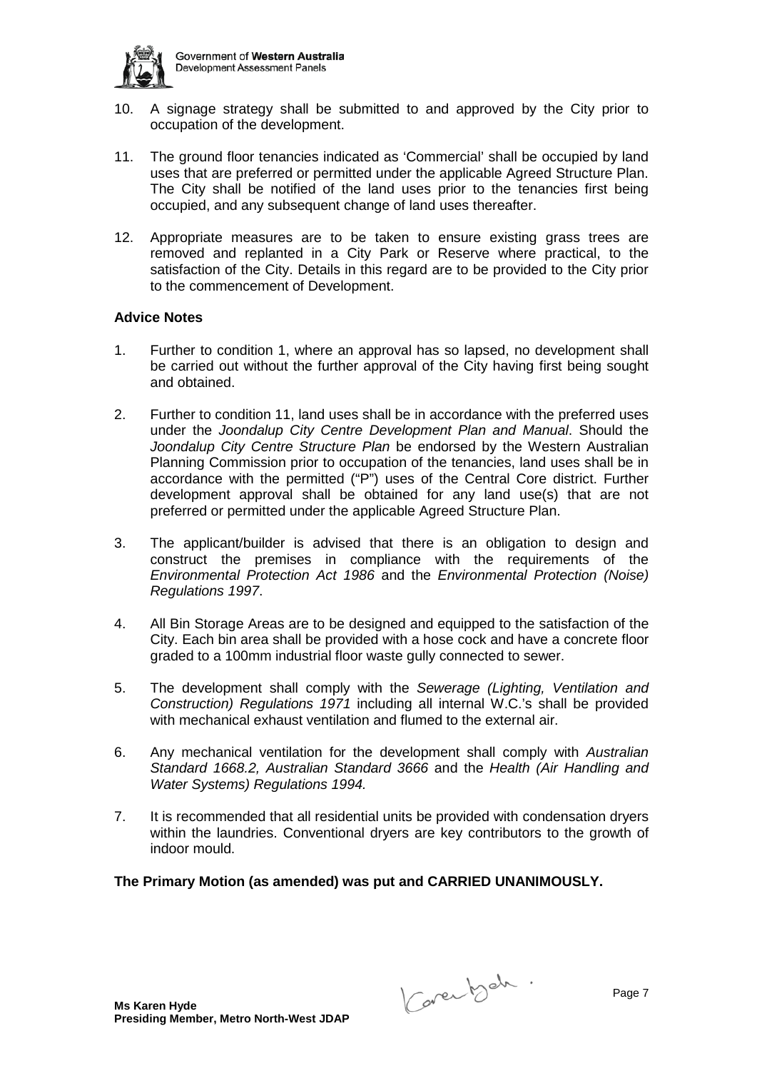10. A signage strategy shall be submitted to and approved by the City prior to occupation of the development.

11. The ground floor tenancies indicated as 'Commercial' shall be occupied by land uses that are preferred or permitted under the applicable Agreed Structure Plan. The City shall be notified of the land uses prior to the tenancies first being occupied, and any subsequent change of land uses thereafter.

12. Appropriate measures are to be taken to ensure existing grass trees are removed and replanted in a City Park or Reserve where practical, to the satisfaction of the City. Details in this regard are to be provided to the City prior to the commencement of Development.

**Advice Notes**

1. Further to condition 1, where an approval has so lapsed, no development shall be carried out without the further approval of the City having first being sought and obtained.

2. Further to condition 11, land uses shall be in accordance with the preferred uses under the *Joondalup City Centre Development Plan and Manual*. Should the *Joondalup City Centre Structure Plan* be endorsed by the Western Australian Planning Commission prior to occupation of the tenancies, land uses shall be in accordance with the permitted ("P") uses of the Central Core district. Further development approval shall be obtained for any land use(s) that are not preferred or permitted under the applicable Agreed Structure Plan.

3. The applicant/builder is advised that there is an obligation to design and construct the premises in compliance with the requirements of the *Environmental Protection Act 1986* and the *Environmental Protection (Noise) Regulations 1997*.

4. All Bin Storage Areas are to be designed and equipped to the satisfaction of the City. Each bin area shall be provided with a hose cock and have a concrete floor graded to a 100mm industrial floor waste gully connected to sewer.

5. The development shall comply with the *Sewerage (Lighting, Ventilation and Construction) Regulations 1971* including all internal W.C.'s shall be provided with mechanical exhaust ventilation and flumed to the external air.

6. Any mechanical ventilation for the development shall comply with *Australian Standard 1668.2, Australian Standard 3666* and the *Health (Air Handling and Water Systems) Regulations 1994.*

7. It is recommended that all residential units be provided with condensation dryers within the laundries. Conventional dryers are key contributors to the growth of indoor mould.

**The Primary Motion (as amended) was put and CARRIED UNANIMOUSLY.**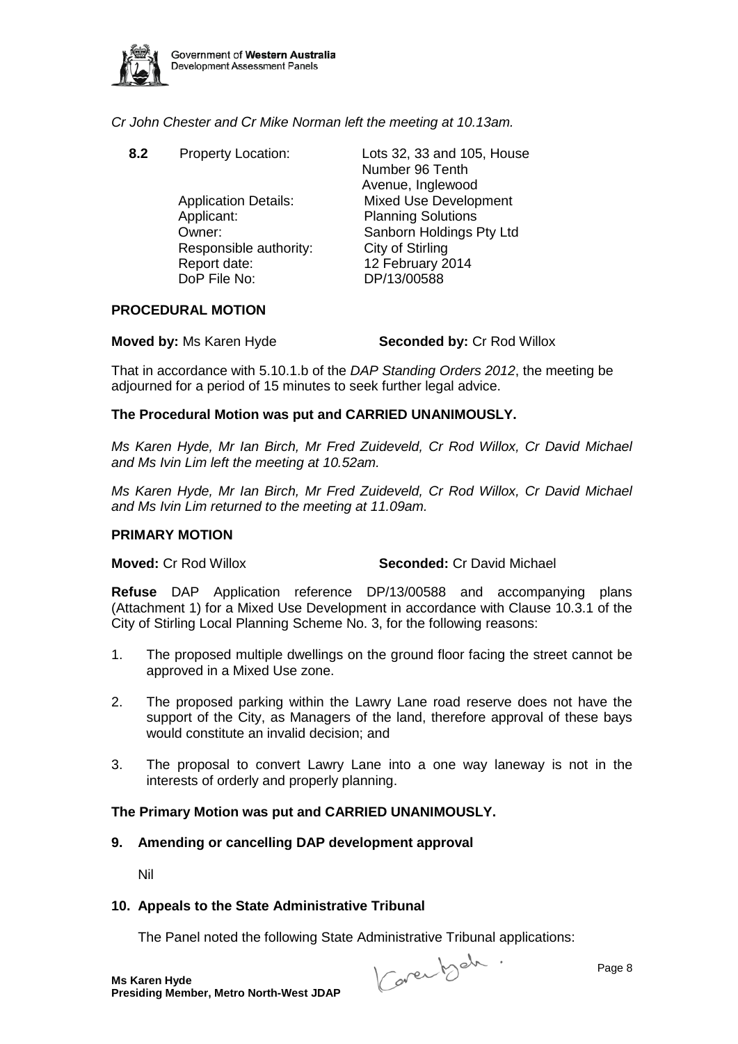*Cr John Chester and Cr Mike Norman left the meeting at 10.13am.*

**8.2** Property Location: Lots 32, 33 and 105, House Number 96 Tenth Avenue, Inglewood

Application Details: Mixed Use Development
Applicant: Planning Solutions
Owner: Sanborn Holdings Pty Ltd
Responsible authority: City of Stirling
Report date: 12 February 2014
DoP File No: DP/13/00588

**PROCEDURAL MOTION**

**Moved by:** Ms Karen Hyde **Seconded by:** Cr Rod Willox

That in accordance with 5.10.1.b of the *DAP Standing Orders 2012*, the meeting be adjourned for a period of 15 minutes to seek further legal advice.

**The Procedural Motion was put and CARRIED UNANIMOUSLY.**

*Ms Karen Hyde, Mr Ian Birch, Mr Fred Zuideveld, Cr Rod Willox, Cr David Michael and Ms Ivin Lim left the meeting at 10.52am.*

*Ms Karen Hyde, Mr Ian Birch, Mr Fred Zuideveld, Cr Rod Willox, Cr David Michael and Ms Ivin Lim returned to the meeting at 11.09am.*

**PRIMARY MOTION**

**Moved:** Cr Rod Willox **Seconded:** Cr David Michael

**Refuse** DAP Application reference DP/13/00588 and accompanying plans (Attachment 1) for a Mixed Use Development in accordance with Clause 10.3.1 of the City of Stirling Local Planning Scheme No. 3, for the following reasons:

1. The proposed multiple dwellings on the ground floor facing the street cannot be approved in a Mixed Use zone.
2. The proposed parking within the Lawry Lane road reserve does not have the support of the City, as Managers of the land, therefore approval of these bays would constitute an invalid decision; and
3. The proposal to convert Lawry Lane into a one way laneway is not in the interests of orderly and properly planning.

**The Primary Motion was put and CARRIED UNANIMOUSLY.**

## 9. Amending or cancelling DAP development approval

Nil

## 10. Appeals to the State Administrative Tribunal

The Panel noted the following State Administrative Tribunal applications:

**Ms Karen Hyde**
**Presiding Member, Metro North-West JDAP**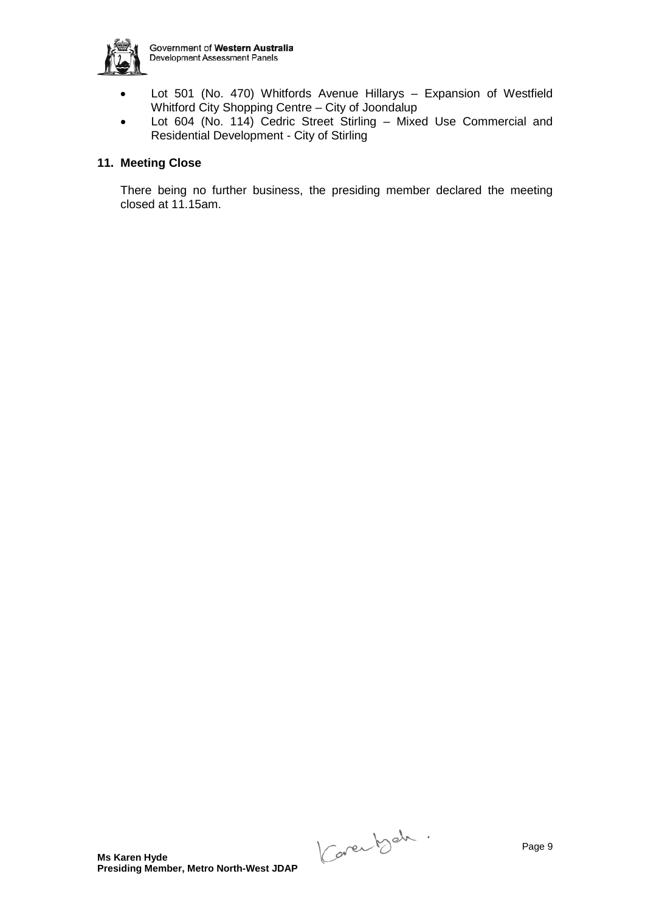- Lot 501 (No. 470) Whitfords Avenue Hillarys – Expansion of Westfield Whitford City Shopping Centre – City of Joondalup
- Lot 604 (No. 114) Cedric Street Stirling – Mixed Use Commercial and Residential Development - City of Stirling

**11. Meeting Close**

There being no further business, the presiding member declared the meeting closed at 11.15am.